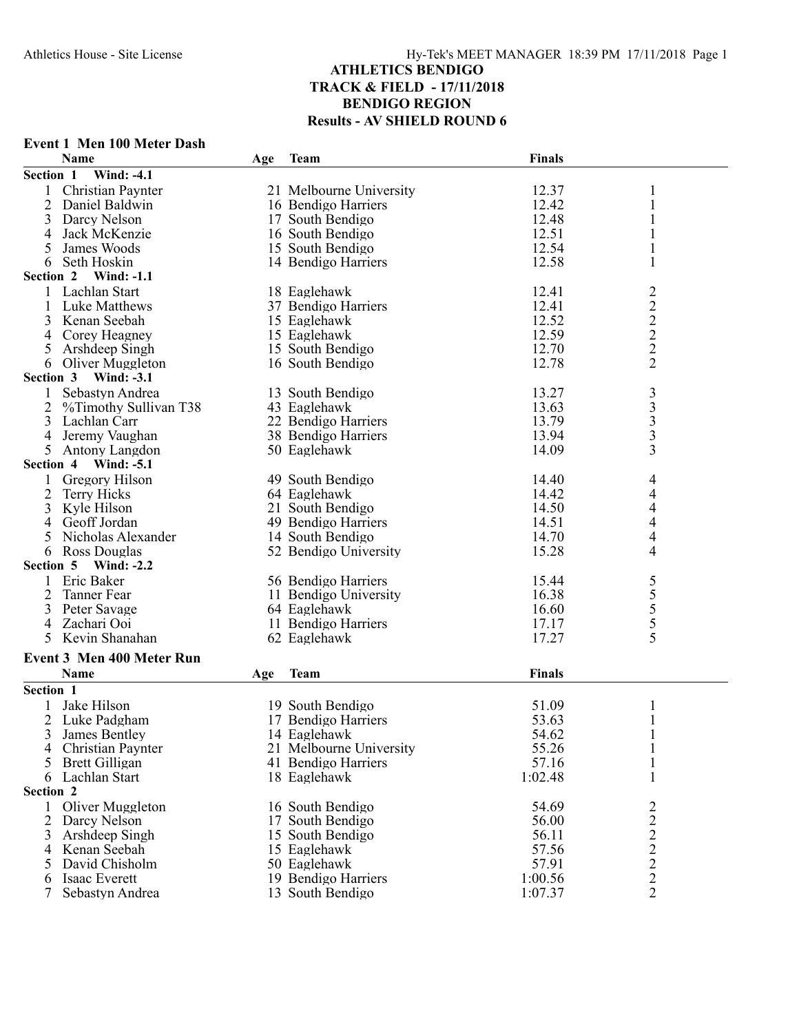# ATHLETICS BENDIGO
## TRACK & FIELD - 17/11/2018
## BENDIGO REGION
## Results - AV SHIELD ROUND 6

### Event 1 Men 100 Meter Dash

| | Name | Age | Team | Finals | |
|---|---|---|---|---|---|
| **Section 1 Wind: -4.1** | | | | | |
| 1 | Christian Paynter | 21 | Melbourne University | 12.37 | 1 |
| 2 | Daniel Baldwin | 16 | Bendigo Harriers | 12.42 | 1 |
| 3 | Darcy Nelson | 17 | South Bendigo | 12.48 | 1 |
| 4 | Jack McKenzie | 16 | South Bendigo | 12.51 | 1 |
| 5 | James Woods | 15 | South Bendigo | 12.54 | 1 |
| 6 | Seth Hoskin | 14 | Bendigo Harriers | 12.58 | 1 |
| **Section 2 Wind: -1.1** | | | | | |
| 1 | Lachlan Start | 18 | Eaglehawk | 12.41 | 2 |
| 1 | Luke Matthews | 37 | Bendigo Harriers | 12.41 | 2 |
| 3 | Kenan Seebah | 15 | Eaglehawk | 12.52 | 2 |
| 4 | Corey Heagney | 15 | Eaglehawk | 12.59 | 2 |
| 5 | Arshdeep Singh | 15 | South Bendigo | 12.70 | 2 |
| 6 | Oliver Muggleton | 16 | South Bendigo | 12.78 | 2 |
| **Section 3 Wind: -3.1** | | | | | |
| 1 | Sebastyn Andrea | 13 | South Bendigo | 13.27 | 3 |
| 2 | %Timothy Sullivan T38 | 43 | Eaglehawk | 13.63 | 3 |
| 3 | Lachlan Carr | 22 | Bendigo Harriers | 13.79 | 3 |
| 4 | Jeremy Vaughan | 38 | Bendigo Harriers | 13.94 | 3 |
| 5 | Antony Langdon | 50 | Eaglehawk | 14.09 | 3 |
| **Section 4 Wind: -5.1** | | | | | |
| 1 | Gregory Hilson | 49 | South Bendigo | 14.40 | 4 |
| 2 | Terry Hicks | 64 | Eaglehawk | 14.42 | 4 |
| 3 | Kyle Hilson | 21 | South Bendigo | 14.50 | 4 |
| 4 | Geoff Jordan | 49 | Bendigo Harriers | 14.51 | 4 |
| 5 | Nicholas Alexander | 14 | South Bendigo | 14.70 | 4 |
| 6 | Ross Douglas | 52 | Bendigo University | 15.28 | 4 |
| **Section 5 Wind: -2.2** | | | | | |
| 1 | Eric Baker | 56 | Bendigo Harriers | 15.44 | 5 |
| 2 | Tanner Fear | 11 | Bendigo University | 16.38 | 5 |
| 3 | Peter Savage | 64 | Eaglehawk | 16.60 | 5 |
| 4 | Zachari Ooi | 11 | Bendigo Harriers | 17.17 | 5 |
| 5 | Kevin Shanahan | 62 | Eaglehawk | 17.27 | 5 |

### Event 3 Men 400 Meter Run

| | Name | Age | Team | Finals | |
|---|---|---|---|---|---|
| **Section 1** | | | | | |
| 1 | Jake Hilson | 19 | South Bendigo | 51.09 | 1 |
| 2 | Luke Padgham | 17 | Bendigo Harriers | 53.63 | 1 |
| 3 | James Bentley | 14 | Eaglehawk | 54.62 | 1 |
| 4 | Christian Paynter | 21 | Melbourne University | 55.26 | 1 |
| 5 | Brett Gilligan | 41 | Bendigo Harriers | 57.16 | 1 |
| 6 | Lachlan Start | 18 | Eaglehawk | 1:02.48 | 1 |
| **Section 2** | | | | | |
| 1 | Oliver Muggleton | 16 | South Bendigo | 54.69 | 2 |
| 2 | Darcy Nelson | 17 | South Bendigo | 56.00 | 2 |
| 3 | Arshdeep Singh | 15 | South Bendigo | 56.11 | 2 |
| 4 | Kenan Seebah | 15 | Eaglehawk | 57.56 | 2 |
| 5 | David Chisholm | 50 | Eaglehawk | 57.91 | 2 |
| 6 | Isaac Everett | 19 | Bendigo Harriers | 1:00.56 | 2 |
| 7 | Sebastyn Andrea | 13 | South Bendigo | 1:07.37 | 2 |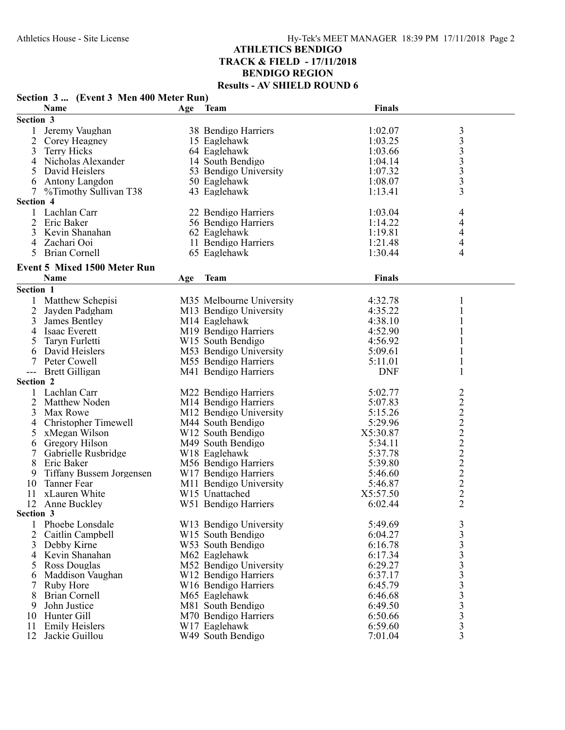## ATHLETICS BENDIGO
## TRACK & FIELD - 17/11/2018
## BENDIGO REGION
## Results - AV SHIELD ROUND 6

### Section 3 ... (Event 3 Men 400 Meter Run)

| | Name | Age | Team | Finals | |
|---|---|---|---|---|---|
| **Section 3** | | | | | |
| 1 | Jeremy Vaughan | 38 | Bendigo Harriers | 1:02.07 | 3 |
| 2 | Corey Heagney | 15 | Eaglehawk | 1:03.25 | 3 |
| 3 | Terry Hicks | 64 | Eaglehawk | 1:03.66 | 3 |
| 4 | Nicholas Alexander | 14 | South Bendigo | 1:04.14 | 3 |
| 5 | David Heislers | 53 | Bendigo University | 1:07.32 | 3 |
| 6 | Antony Langdon | 50 | Eaglehawk | 1:08.07 | 3 |
| 7 | %Timothy Sullivan T38 | 43 | Eaglehawk | 1:13.41 | 3 |
| **Section 4** | | | | | |
| 1 | Lachlan Carr | 22 | Bendigo Harriers | 1:03.04 | 4 |
| 2 | Eric Baker | 56 | Bendigo Harriers | 1:14.22 | 4 |
| 3 | Kevin Shanahan | 62 | Eaglehawk | 1:19.81 | 4 |
| 4 | Zachari Ooi | 11 | Bendigo Harriers | 1:21.48 | 4 |
| 5 | Brian Cornell | 65 | Eaglehawk | 1:30.44 | 4 |

### Event 5 Mixed 1500 Meter Run

| | Name | Age | Team | Finals | |
|---|---|---|---|---|---|
| **Section 1** | | | | | |
| 1 | Matthew Schepisi | M35 | Melbourne University | 4:32.78 | 1 |
| 2 | Jayden Padgham | M13 | Bendigo University | 4:35.22 | 1 |
| 3 | James Bentley | M14 | Eaglehawk | 4:38.10 | 1 |
| 4 | Isaac Everett | M19 | Bendigo Harriers | 4:52.90 | 1 |
| 5 | Taryn Furletti | W15 | South Bendigo | 4:56.92 | 1 |
| 6 | David Heislers | M53 | Bendigo University | 5:09.61 | 1 |
| 7 | Peter Cowell | M55 | Bendigo Harriers | 5:11.01 | 1 |
| --- | Brett Gilligan | M41 | Bendigo Harriers | DNF | 1 |
| **Section 2** | | | | | |
| 1 | Lachlan Carr | M22 | Bendigo Harriers | 5:02.77 | 2 |
| 2 | Matthew Noden | M14 | Bendigo Harriers | 5:07.83 | 2 |
| 3 | Max Rowe | M12 | Bendigo University | 5:15.26 | 2 |
| 4 | Christopher Timewell | M44 | South Bendigo | 5:29.96 | 2 |
| 5 | xMegan Wilson | W12 | South Bendigo | X5:30.87 | 2 |
| 6 | Gregory Hilson | M49 | South Bendigo | 5:34.11 | 2 |
| 7 | Gabrielle Rusbridge | W18 | Eaglehawk | 5:37.78 | 2 |
| 8 | Eric Baker | M56 | Bendigo Harriers | 5:39.80 | 2 |
| 9 | Tiffany Bussem Jorgensen | W17 | Bendigo Harriers | 5:46.60 | 2 |
| 10 | Tanner Fear | M11 | Bendigo University | 5:46.87 | 2 |
| 11 | xLauren White | W15 | Unattached | X5:57.50 | 2 |
| 12 | Anne Buckley | W51 | Bendigo Harriers | 6:02.44 | 2 |
| **Section 3** | | | | | |
| 1 | Phoebe Lonsdale | W13 | Bendigo University | 5:49.69 | 3 |
| 2 | Caitlin Campbell | W15 | South Bendigo | 6:04.27 | 3 |
| 3 | Debby Kirne | W53 | South Bendigo | 6:16.78 | 3 |
| 4 | Kevin Shanahan | M62 | Eaglehawk | 6:17.34 | 3 |
| 5 | Ross Douglas | M52 | Bendigo University | 6:29.27 | 3 |
| 6 | Maddison Vaughan | W12 | Bendigo Harriers | 6:37.17 | 3 |
| 7 | Ruby Hore | W16 | Bendigo Harriers | 6:45.79 | 3 |
| 8 | Brian Cornell | M65 | Eaglehawk | 6:46.68 | 3 |
| 9 | John Justice | M81 | South Bendigo | 6:49.50 | 3 |
| 10 | Hunter Gill | M70 | Bendigo Harriers | 6:50.66 | 3 |
| 11 | Emily Heislers | W17 | Eaglehawk | 6:59.60 | 3 |
| 12 | Jackie Guillou | W49 | South Bendigo | 7:01.04 | 3 |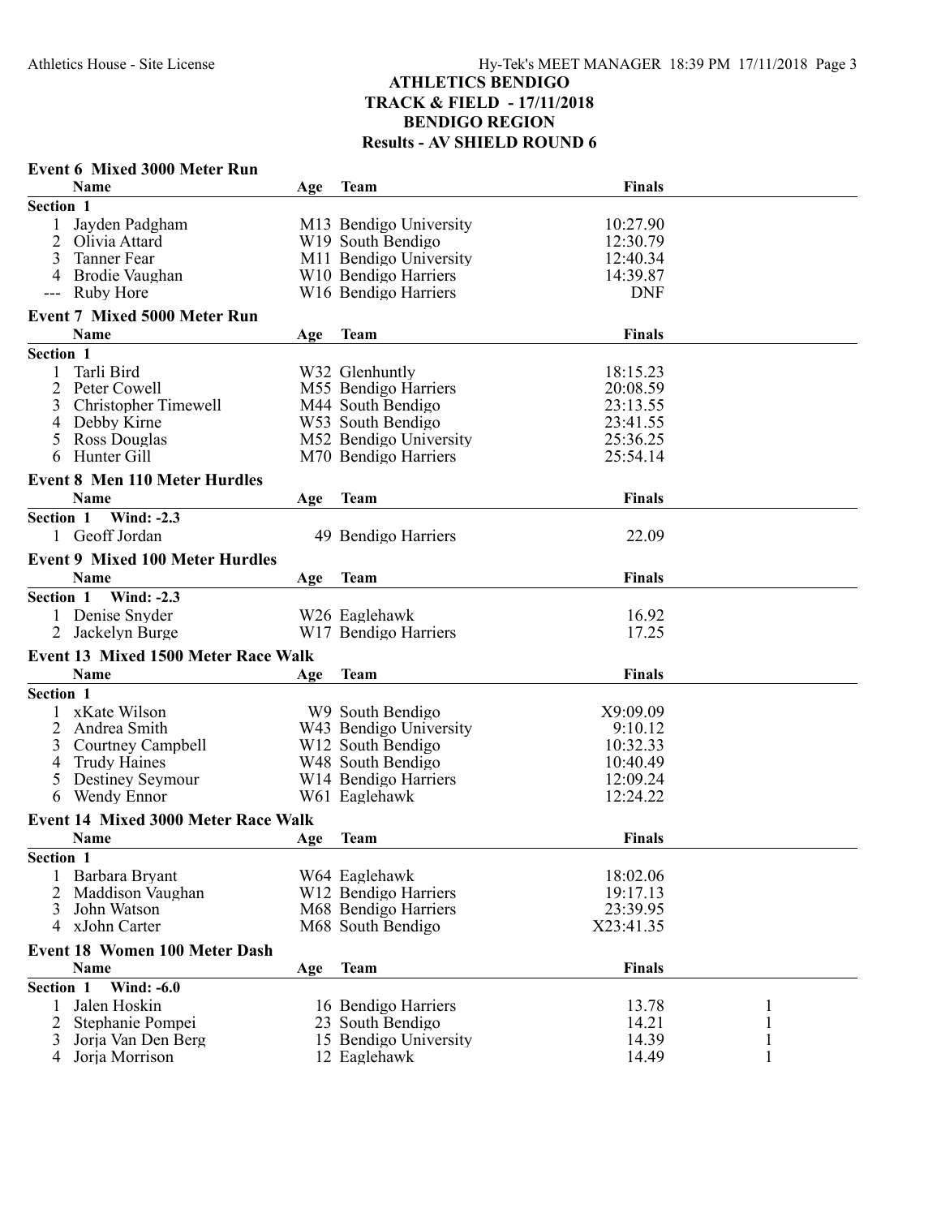# ATHLETICS BENDIGO
## TRACK & FIELD - 17/11/2018
## BENDIGO REGION
## Results - AV SHIELD ROUND 6

### Event 6 Mixed 3000 Meter Run

| | Name | Age | Team | Finals |
|---|---|---|---|---|
| **Section 1** | | | | |
| 1 | Jayden Padgham | M13 | Bendigo University | 10:27.90 |
| 2 | Olivia Attard | W19 | South Bendigo | 12:30.79 |
| 3 | Tanner Fear | M11 | Bendigo University | 12:40.34 |
| 4 | Brodie Vaughan | W10 | Bendigo Harriers | 14:39.87 |
| --- | Ruby Hore | W16 | Bendigo Harriers | DNF |

### Event 7 Mixed 5000 Meter Run

| | Name | Age | Team | Finals |
|---|---|---|---|---|
| **Section 1** | | | | |
| 1 | Tarli Bird | W32 | Glenhuntly | 18:15.23 |
| 2 | Peter Cowell | M55 | Bendigo Harriers | 20:08.59 |
| 3 | Christopher Timewell | M44 | South Bendigo | 23:13.55 |
| 4 | Debby Kirne | W53 | South Bendigo | 23:41.55 |
| 5 | Ross Douglas | M52 | Bendigo University | 25:36.25 |
| 6 | Hunter Gill | M70 | Bendigo Harriers | 25:54.14 |

### Event 8 Men 110 Meter Hurdles

| | Name | Age | Team | Finals |
|---|---|---|---|---|
| **Section 1 Wind: -2.3** | | | | |
| 1 | Geoff Jordan | 49 | Bendigo Harriers | 22.09 |

### Event 9 Mixed 100 Meter Hurdles

| | Name | Age | Team | Finals |
|---|---|---|---|---|
| **Section 1 Wind: -2.3** | | | | |
| 1 | Denise Snyder | W26 | Eaglehawk | 16.92 |
| 2 | Jackelyn Burge | W17 | Bendigo Harriers | 17.25 |

### Event 13 Mixed 1500 Meter Race Walk

| | Name | Age | Team | Finals |
|---|---|---|---|---|
| **Section 1** | | | | |
| 1 | xKate Wilson | W9 | South Bendigo | X9:09.09 |
| 2 | Andrea Smith | W43 | Bendigo University | 9:10.12 |
| 3 | Courtney Campbell | W12 | South Bendigo | 10:32.33 |
| 4 | Trudy Haines | W48 | South Bendigo | 10:40.49 |
| 5 | Destiney Seymour | W14 | Bendigo Harriers | 12:09.24 |
| 6 | Wendy Ennor | W61 | Eaglehawk | 12:24.22 |

### Event 14 Mixed 3000 Meter Race Walk

| | Name | Age | Team | Finals |
|---|---|---|---|---|
| **Section 1** | | | | |
| 1 | Barbara Bryant | W64 | Eaglehawk | 18:02.06 |
| 2 | Maddison Vaughan | W12 | Bendigo Harriers | 19:17.13 |
| 3 | John Watson | M68 | Bendigo Harriers | 23:39.95 |
| 4 | xJohn Carter | M68 | South Bendigo | X23:41.35 |

### Event 18 Women 100 Meter Dash

| | Name | Age | Team | Finals | |
|---|---|---|---|---|---|
| **Section 1 Wind: -6.0** | | | | | |
| 1 | Jalen Hoskin | 16 | Bendigo Harriers | 13.78 | 1 |
| 2 | Stephanie Pompei | 23 | South Bendigo | 14.21 | 1 |
| 3 | Jorja Van Den Berg | 15 | Bendigo University | 14.39 | 1 |
| 4 | Jorja Morrison | 12 | Eaglehawk | 14.49 | 1 |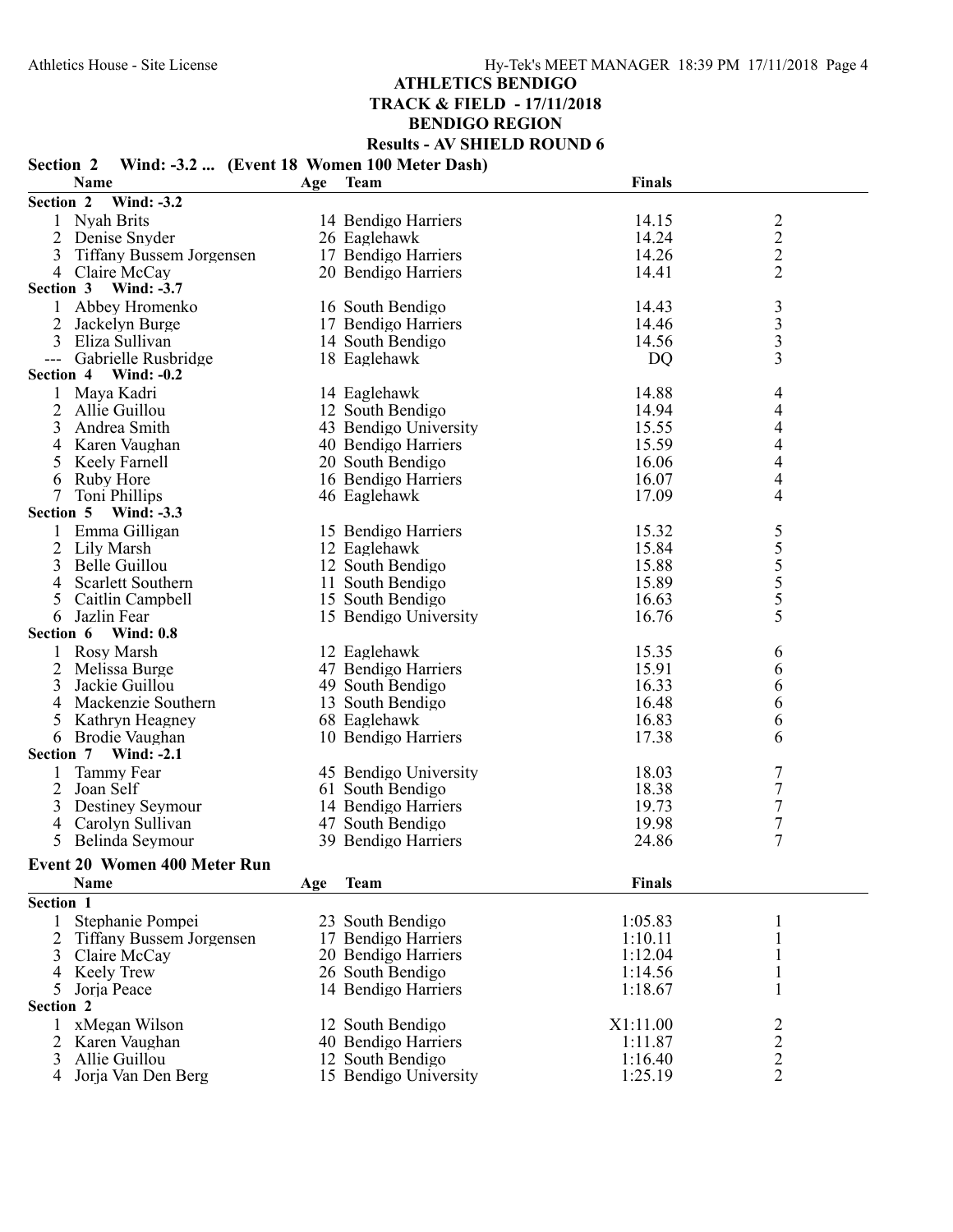# ATHLETICS BENDIGO
## TRACK & FIELD - 17/11/2018
## BENDIGO REGION
## Results - AV SHIELD ROUND 6

**Section 2 Wind: -3.2 ... (Event 18 Women 100 Meter Dash)**

| | Name | Age | Team | Finals | |
|---|---|---|---|---|---|
| **Section 2 Wind: -3.2** | | | | | |
| 1 | Nyah Brits | 14 | Bendigo Harriers | 14.15 | 2 |
| 2 | Denise Snyder | 26 | Eaglehawk | 14.24 | 2 |
| 3 | Tiffany Bussem Jorgensen | 17 | Bendigo Harriers | 14.26 | 2 |
| 4 | Claire McCay | 20 | Bendigo Harriers | 14.41 | 2 |
| **Section 3 Wind: -3.7** | | | | | |
| 1 | Abbey Hromenko | 16 | South Bendigo | 14.43 | 3 |
| 2 | Jackelyn Burge | 17 | Bendigo Harriers | 14.46 | 3 |
| 3 | Eliza Sullivan | 14 | South Bendigo | 14.56 | 3 |
| --- | Gabrielle Rusbridge | 18 | Eaglehawk | DQ | 3 |
| **Section 4 Wind: -0.2** | | | | | |
| 1 | Maya Kadri | 14 | Eaglehawk | 14.88 | 4 |
| 2 | Allie Guillou | 12 | South Bendigo | 14.94 | 4 |
| 3 | Andrea Smith | 43 | Bendigo University | 15.55 | 4 |
| 4 | Karen Vaughan | 40 | Bendigo Harriers | 15.59 | 4 |
| 5 | Keely Farnell | 20 | South Bendigo | 16.06 | 4 |
| 6 | Ruby Hore | 16 | Bendigo Harriers | 16.07 | 4 |
| 7 | Toni Phillips | 46 | Eaglehawk | 17.09 | 4 |
| **Section 5 Wind: -3.3** | | | | | |
| 1 | Emma Gilligan | 15 | Bendigo Harriers | 15.32 | 5 |
| 2 | Lily Marsh | 12 | Eaglehawk | 15.84 | 5 |
| 3 | Belle Guillou | 12 | South Bendigo | 15.88 | 5 |
| 4 | Scarlett Southern | 11 | South Bendigo | 15.89 | 5 |
| 5 | Caitlin Campbell | 15 | South Bendigo | 16.63 | 5 |
| 6 | Jazlin Fear | 15 | Bendigo University | 16.76 | 5 |
| **Section 6 Wind: 0.8** | | | | | |
| 1 | Rosy Marsh | 12 | Eaglehawk | 15.35 | 6 |
| 2 | Melissa Burge | 47 | Bendigo Harriers | 15.91 | 6 |
| 3 | Jackie Guillou | 49 | South Bendigo | 16.33 | 6 |
| 4 | Mackenzie Southern | 13 | South Bendigo | 16.48 | 6 |
| 5 | Kathryn Heagney | 68 | Eaglehawk | 16.83 | 6 |
| 6 | Brodie Vaughan | 10 | Bendigo Harriers | 17.38 | 6 |
| **Section 7 Wind: -2.1** | | | | | |
| 1 | Tammy Fear | 45 | Bendigo University | 18.03 | 7 |
| 2 | Joan Self | 61 | South Bendigo | 18.38 | 7 |
| 3 | Destiney Seymour | 14 | Bendigo Harriers | 19.73 | 7 |
| 4 | Carolyn Sullivan | 47 | South Bendigo | 19.98 | 7 |
| 5 | Belinda Seymour | 39 | Bendigo Harriers | 24.86 | 7 |

### Event 20 Women 400 Meter Run

| | Name | Age | Team | Finals | |
|---|---|---|---|---|---|
| **Section 1** | | | | | |
| 1 | Stephanie Pompei | 23 | South Bendigo | 1:05.83 | 1 |
| 2 | Tiffany Bussem Jorgensen | 17 | Bendigo Harriers | 1:10.11 | 1 |
| 3 | Claire McCay | 20 | Bendigo Harriers | 1:12.04 | 1 |
| 4 | Keely Trew | 26 | South Bendigo | 1:14.56 | 1 |
| 5 | Jorja Peace | 14 | Bendigo Harriers | 1:18.67 | 1 |
| **Section 2** | | | | | |
| 1 | xMegan Wilson | 12 | South Bendigo | X1:11.00 | 2 |
| 2 | Karen Vaughan | 40 | Bendigo Harriers | 1:11.87 | 2 |
| 3 | Allie Guillou | 12 | South Bendigo | 1:16.40 | 2 |
| 4 | Jorja Van Den Berg | 15 | Bendigo University | 1:25.19 | 2 |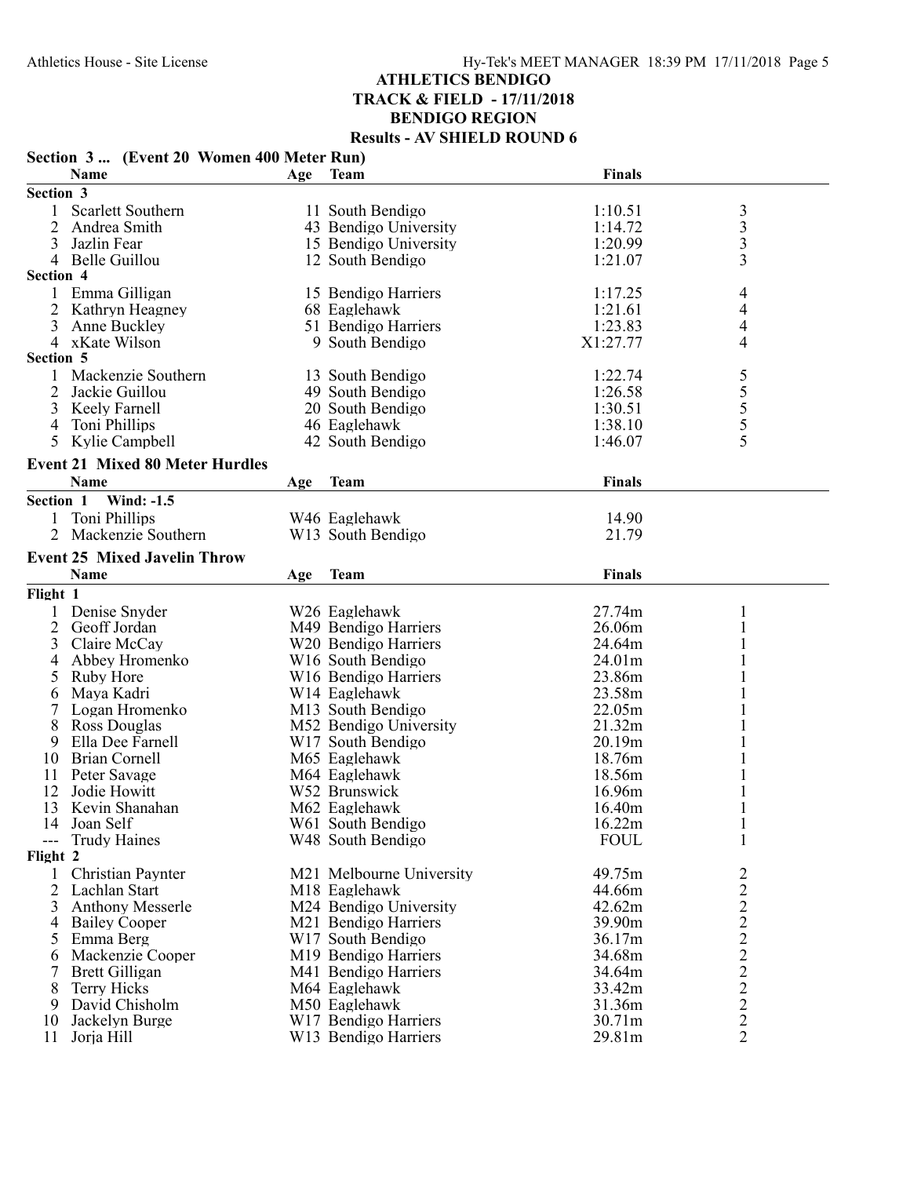# ATHLETICS BENDIGO
## TRACK & FIELD - 17/11/2018
## BENDIGO REGION
## Results - AV SHIELD ROUND 6

### Section 3 ... (Event 20 Women 400 Meter Run)

| | Name | Age | Team | Finals | |
|---|---|---|---|---|---|
| **Section 3** | | | | | |
| 1 | Scarlett Southern | 11 | South Bendigo | 1:10.51 | 3 |
| 2 | Andrea Smith | 43 | Bendigo University | 1:14.72 | 3 |
| 3 | Jazlin Fear | 15 | Bendigo University | 1:20.99 | 3 |
| 4 | Belle Guillou | 12 | South Bendigo | 1:21.07 | 3 |
| **Section 4** | | | | | |
| 1 | Emma Gilligan | 15 | Bendigo Harriers | 1:17.25 | 4 |
| 2 | Kathryn Heagney | 68 | Eaglehawk | 1:21.61 | 4 |
| 3 | Anne Buckley | 51 | Bendigo Harriers | 1:23.83 | 4 |
| 4 | xKate Wilson | 9 | South Bendigo | X1:27.77 | 4 |
| **Section 5** | | | | | |
| 1 | Mackenzie Southern | 13 | South Bendigo | 1:22.74 | 5 |
| 2 | Jackie Guillou | 49 | South Bendigo | 1:26.58 | 5 |
| 3 | Keely Farnell | 20 | South Bendigo | 1:30.51 | 5 |
| 4 | Toni Phillips | 46 | Eaglehawk | 1:38.10 | 5 |
| 5 | Kylie Campbell | 42 | South Bendigo | 1:46.07 | 5 |

### Event 21 Mixed 80 Meter Hurdles

| | Name | Age | Team | Finals |
|---|---|---|---|---|
| **Section 1 Wind: -1.5** | | | | |
| 1 | Toni Phillips | W46 | Eaglehawk | 14.90 |
| 2 | Mackenzie Southern | W13 | South Bendigo | 21.79 |

### Event 25 Mixed Javelin Throw

| | Name | Age | Team | Finals | |
|---|---|---|---|---|---|
| **Flight 1** | | | | | |
| 1 | Denise Snyder | W26 | Eaglehawk | 27.74m | 1 |
| 2 | Geoff Jordan | M49 | Bendigo Harriers | 26.06m | 1 |
| 3 | Claire McCay | W20 | Bendigo Harriers | 24.64m | 1 |
| 4 | Abbey Hromenko | W16 | South Bendigo | 24.01m | 1 |
| 5 | Ruby Hore | W16 | Bendigo Harriers | 23.86m | 1 |
| 6 | Maya Kadri | W14 | Eaglehawk | 23.58m | 1 |
| 7 | Logan Hromenko | M13 | South Bendigo | 22.05m | 1 |
| 8 | Ross Douglas | M52 | Bendigo University | 21.32m | 1 |
| 9 | Ella Dee Farnell | W17 | South Bendigo | 20.19m | 1 |
| 10 | Brian Cornell | M65 | Eaglehawk | 18.76m | 1 |
| 11 | Peter Savage | M64 | Eaglehawk | 18.56m | 1 |
| 12 | Jodie Howitt | W52 | Brunswick | 16.96m | 1 |
| 13 | Kevin Shanahan | M62 | Eaglehawk | 16.40m | 1 |
| 14 | Joan Self | W61 | South Bendigo | 16.22m | 1 |
| --- | Trudy Haines | W48 | South Bendigo | FOUL | 1 |
| **Flight 2** | | | | | |
| 1 | Christian Paynter | M21 | Melbourne University | 49.75m | 2 |
| 2 | Lachlan Start | M18 | Eaglehawk | 44.66m | 2 |
| 3 | Anthony Messerle | M24 | Bendigo University | 42.62m | 2 |
| 4 | Bailey Cooper | M21 | Bendigo Harriers | 39.90m | 2 |
| 5 | Emma Berg | W17 | South Bendigo | 36.17m | 2 |
| 6 | Mackenzie Cooper | M19 | Bendigo Harriers | 34.68m | 2 |
| 7 | Brett Gilligan | M41 | Bendigo Harriers | 34.64m | 2 |
| 8 | Terry Hicks | M64 | Eaglehawk | 33.42m | 2 |
| 9 | David Chisholm | M50 | Eaglehawk | 31.36m | 2 |
| 10 | Jackelyn Burge | W17 | Bendigo Harriers | 30.71m | 2 |
| 11 | Jorja Hill | W13 | Bendigo Harriers | 29.81m | 2 |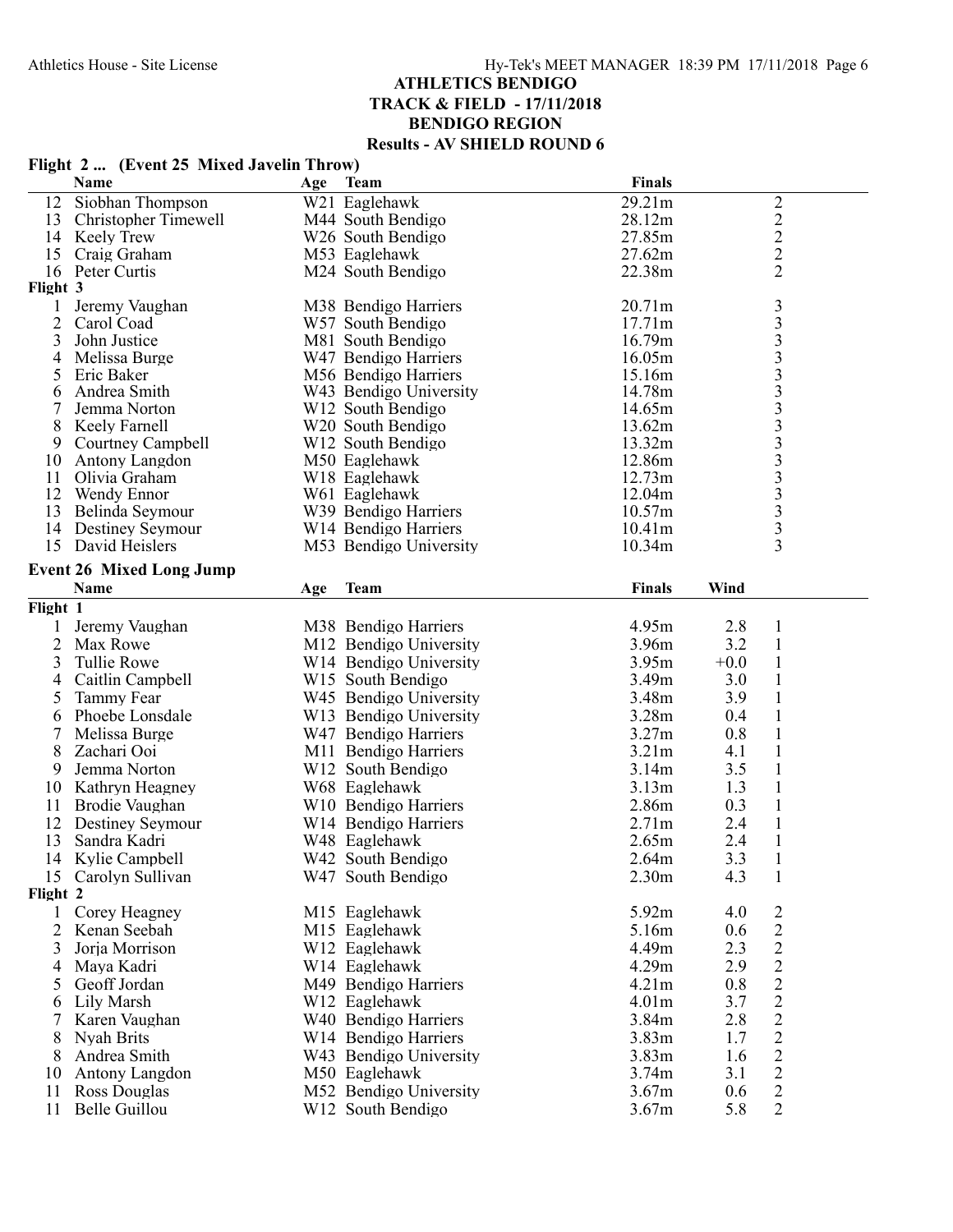# ATHLETICS BENDIGO
## TRACK & FIELD - 17/11/2018
## BENDIGO REGION
### Results - AV SHIELD ROUND 6

**Flight 2 ... (Event 25 Mixed Javelin Throw)**

| | Name | Age | Team | Finals | |
|---|---|---|---|---|---|
| 12 | Siobhan Thompson | W21 | Eaglehawk | 29.21m | 2 |
| 13 | Christopher Timewell | M44 | South Bendigo | 28.12m | 2 |
| 14 | Keely Trew | W26 | South Bendigo | 27.85m | 2 |
| 15 | Craig Graham | M53 | Eaglehawk | 27.62m | 2 |
| 16 | Peter Curtis | M24 | South Bendigo | 22.38m | 2 |
| **Flight 3** | | | | | |
| 1 | Jeremy Vaughan | M38 | Bendigo Harriers | 20.71m | 3 |
| 2 | Carol Coad | W57 | South Bendigo | 17.71m | 3 |
| 3 | John Justice | M81 | South Bendigo | 16.79m | 3 |
| 4 | Melissa Burge | W47 | Bendigo Harriers | 16.05m | 3 |
| 5 | Eric Baker | M56 | Bendigo Harriers | 15.16m | 3 |
| 6 | Andrea Smith | W43 | Bendigo University | 14.78m | 3 |
| 7 | Jemma Norton | W12 | South Bendigo | 14.65m | 3 |
| 8 | Keely Farnell | W20 | South Bendigo | 13.62m | 3 |
| 9 | Courtney Campbell | W12 | South Bendigo | 13.32m | 3 |
| 10 | Antony Langdon | M50 | Eaglehawk | 12.86m | 3 |
| 11 | Olivia Graham | W18 | Eaglehawk | 12.73m | 3 |
| 12 | Wendy Ennor | W61 | Eaglehawk | 12.04m | 3 |
| 13 | Belinda Seymour | W39 | Bendigo Harriers | 10.57m | 3 |
| 14 | Destiney Seymour | W14 | Bendigo Harriers | 10.41m | 3 |
| 15 | David Heislers | M53 | Bendigo University | 10.34m | 3 |

**Event 26 Mixed Long Jump**

| | Name | Age | Team | Finals | Wind | |
|---|---|---|---|---|---|---|
| **Flight 1** | | | | | | |
| 1 | Jeremy Vaughan | M38 | Bendigo Harriers | 4.95m | 2.8 | 1 |
| 2 | Max Rowe | M12 | Bendigo University | 3.96m | 3.2 | 1 |
| 3 | Tullie Rowe | W14 | Bendigo University | 3.95m | +0.0 | 1 |
| 4 | Caitlin Campbell | W15 | South Bendigo | 3.49m | 3.0 | 1 |
| 5 | Tammy Fear | W45 | Bendigo University | 3.48m | 3.9 | 1 |
| 6 | Phoebe Lonsdale | W13 | Bendigo University | 3.28m | 0.4 | 1 |
| 7 | Melissa Burge | W47 | Bendigo Harriers | 3.27m | 0.8 | 1 |
| 8 | Zachari Ooi | M11 | Bendigo Harriers | 3.21m | 4.1 | 1 |
| 9 | Jemma Norton | W12 | South Bendigo | 3.14m | 3.5 | 1 |
| 10 | Kathryn Heagney | W68 | Eaglehawk | 3.13m | 1.3 | 1 |
| 11 | Brodie Vaughan | W10 | Bendigo Harriers | 2.86m | 0.3 | 1 |
| 12 | Destiney Seymour | W14 | Bendigo Harriers | 2.71m | 2.4 | 1 |
| 13 | Sandra Kadri | W48 | Eaglehawk | 2.65m | 2.4 | 1 |
| 14 | Kylie Campbell | W42 | South Bendigo | 2.64m | 3.3 | 1 |
| 15 | Carolyn Sullivan | W47 | South Bendigo | 2.30m | 4.3 | 1 |
| **Flight 2** | | | | | | |
| 1 | Corey Heagney | M15 | Eaglehawk | 5.92m | 4.0 | 2 |
| 2 | Kenan Seebah | M15 | Eaglehawk | 5.16m | 0.6 | 2 |
| 3 | Jorja Morrison | W12 | Eaglehawk | 4.49m | 2.3 | 2 |
| 4 | Maya Kadri | W14 | Eaglehawk | 4.29m | 2.9 | 2 |
| 5 | Geoff Jordan | M49 | Bendigo Harriers | 4.21m | 0.8 | 2 |
| 6 | Lily Marsh | W12 | Eaglehawk | 4.01m | 3.7 | 2 |
| 7 | Karen Vaughan | W40 | Bendigo Harriers | 3.84m | 2.8 | 2 |
| 8 | Nyah Brits | W14 | Bendigo Harriers | 3.83m | 1.7 | 2 |
| 8 | Andrea Smith | W43 | Bendigo University | 3.83m | 1.6 | 2 |
| 10 | Antony Langdon | M50 | Eaglehawk | 3.74m | 3.1 | 2 |
| 11 | Ross Douglas | M52 | Bendigo University | 3.67m | 0.6 | 2 |
| 11 | Belle Guillou | W12 | South Bendigo | 3.67m | 5.8 | 2 |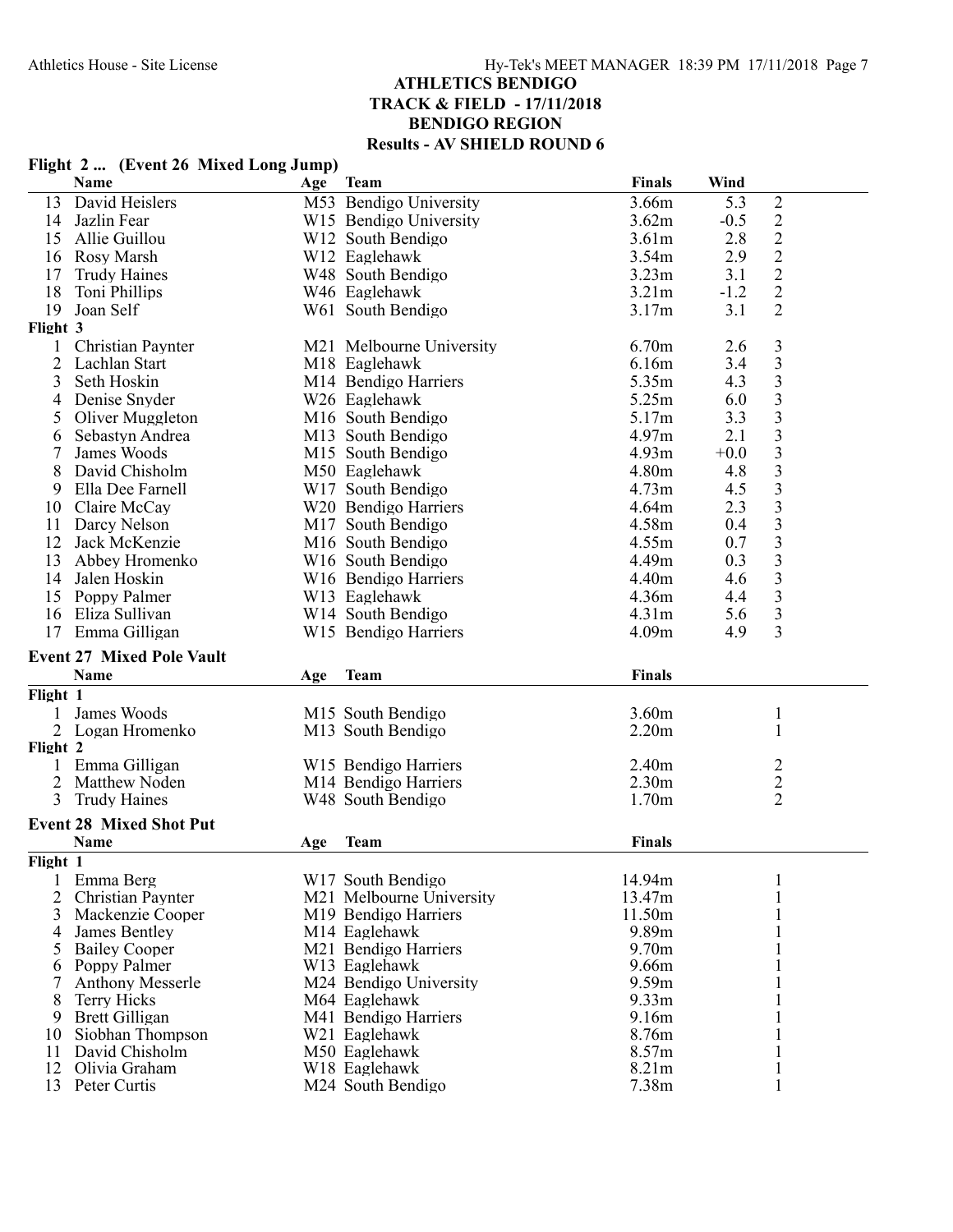# ATHLETICS BENDIGO
## TRACK & FIELD - 17/11/2018
## BENDIGO REGION
## Results - AV SHIELD ROUND 6

### Flight 2 ... (Event 26 Mixed Long Jump)

| | Name | Age | Team | Finals | Wind | |
|---|---|---|---|---|---|---|
| 13 | David Heislers | M53 | Bendigo University | 3.66m | 5.3 | 2 |
| 14 | Jazlin Fear | W15 | Bendigo University | 3.62m | -0.5 | 2 |
| 15 | Allie Guillou | W12 | South Bendigo | 3.61m | 2.8 | 2 |
| 16 | Rosy Marsh | W12 | Eaglehawk | 3.54m | 2.9 | 2 |
| 17 | Trudy Haines | W48 | South Bendigo | 3.23m | 3.1 | 2 |
| 18 | Toni Phillips | W46 | Eaglehawk | 3.21m | -1.2 | 2 |
| 19 | Joan Self | W61 | South Bendigo | 3.17m | 3.1 | 2 |
| **Flight 3** | | | | | | |
| 1 | Christian Paynter | M21 | Melbourne University | 6.70m | 2.6 | 3 |
| 2 | Lachlan Start | M18 | Eaglehawk | 6.16m | 3.4 | 3 |
| 3 | Seth Hoskin | M14 | Bendigo Harriers | 5.35m | 4.3 | 3 |
| 4 | Denise Snyder | W26 | Eaglehawk | 5.25m | 6.0 | 3 |
| 5 | Oliver Muggleton | M16 | South Bendigo | 5.17m | 3.3 | 3 |
| 6 | Sebastyn Andrea | M13 | South Bendigo | 4.97m | 2.1 | 3 |
| 7 | James Woods | M15 | South Bendigo | 4.93m | +0.0 | 3 |
| 8 | David Chisholm | M50 | Eaglehawk | 4.80m | 4.8 | 3 |
| 9 | Ella Dee Farnell | W17 | South Bendigo | 4.73m | 4.5 | 3 |
| 10 | Claire McCay | W20 | Bendigo Harriers | 4.64m | 2.3 | 3 |
| 11 | Darcy Nelson | M17 | South Bendigo | 4.58m | 0.4 | 3 |
| 12 | Jack McKenzie | M16 | South Bendigo | 4.55m | 0.7 | 3 |
| 13 | Abbey Hromenko | W16 | South Bendigo | 4.49m | 0.3 | 3 |
| 14 | Jalen Hoskin | W16 | Bendigo Harriers | 4.40m | 4.6 | 3 |
| 15 | Poppy Palmer | W13 | Eaglehawk | 4.36m | 4.4 | 3 |
| 16 | Eliza Sullivan | W14 | South Bendigo | 4.31m | 5.6 | 3 |
| 17 | Emma Gilligan | W15 | Bendigo Harriers | 4.09m | 4.9 | 3 |

### Event 27 Mixed Pole Vault

| | Name | Age | Team | Finals | |
|---|---|---|---|---|---|
| **Flight 1** | | | | | |
| 1 | James Woods | M15 | South Bendigo | 3.60m | 1 |
| 2 | Logan Hromenko | M13 | South Bendigo | 2.20m | 1 |
| **Flight 2** | | | | | |
| 1 | Emma Gilligan | W15 | Bendigo Harriers | 2.40m | 2 |
| 2 | Matthew Noden | M14 | Bendigo Harriers | 2.30m | 2 |
| 3 | Trudy Haines | W48 | South Bendigo | 1.70m | 2 |

### Event 28 Mixed Shot Put

| | Name | Age | Team | Finals | |
|---|---|---|---|---|---|
| **Flight 1** | | | | | |
| 1 | Emma Berg | W17 | South Bendigo | 14.94m | 1 |
| 2 | Christian Paynter | M21 | Melbourne University | 13.47m | 1 |
| 3 | Mackenzie Cooper | M19 | Bendigo Harriers | 11.50m | 1 |
| 4 | James Bentley | M14 | Eaglehawk | 9.89m | 1 |
| 5 | Bailey Cooper | M21 | Bendigo Harriers | 9.70m | 1 |
| 6 | Poppy Palmer | W13 | Eaglehawk | 9.66m | 1 |
| 7 | Anthony Messerle | M24 | Bendigo University | 9.59m | 1 |
| 8 | Terry Hicks | M64 | Eaglehawk | 9.33m | 1 |
| 9 | Brett Gilligan | M41 | Bendigo Harriers | 9.16m | 1 |
| 10 | Siobhan Thompson | W21 | Eaglehawk | 8.76m | 1 |
| 11 | David Chisholm | M50 | Eaglehawk | 8.57m | 1 |
| 12 | Olivia Graham | W18 | Eaglehawk | 8.21m | 1 |
| 13 | Peter Curtis | M24 | South Bendigo | 7.38m | 1 |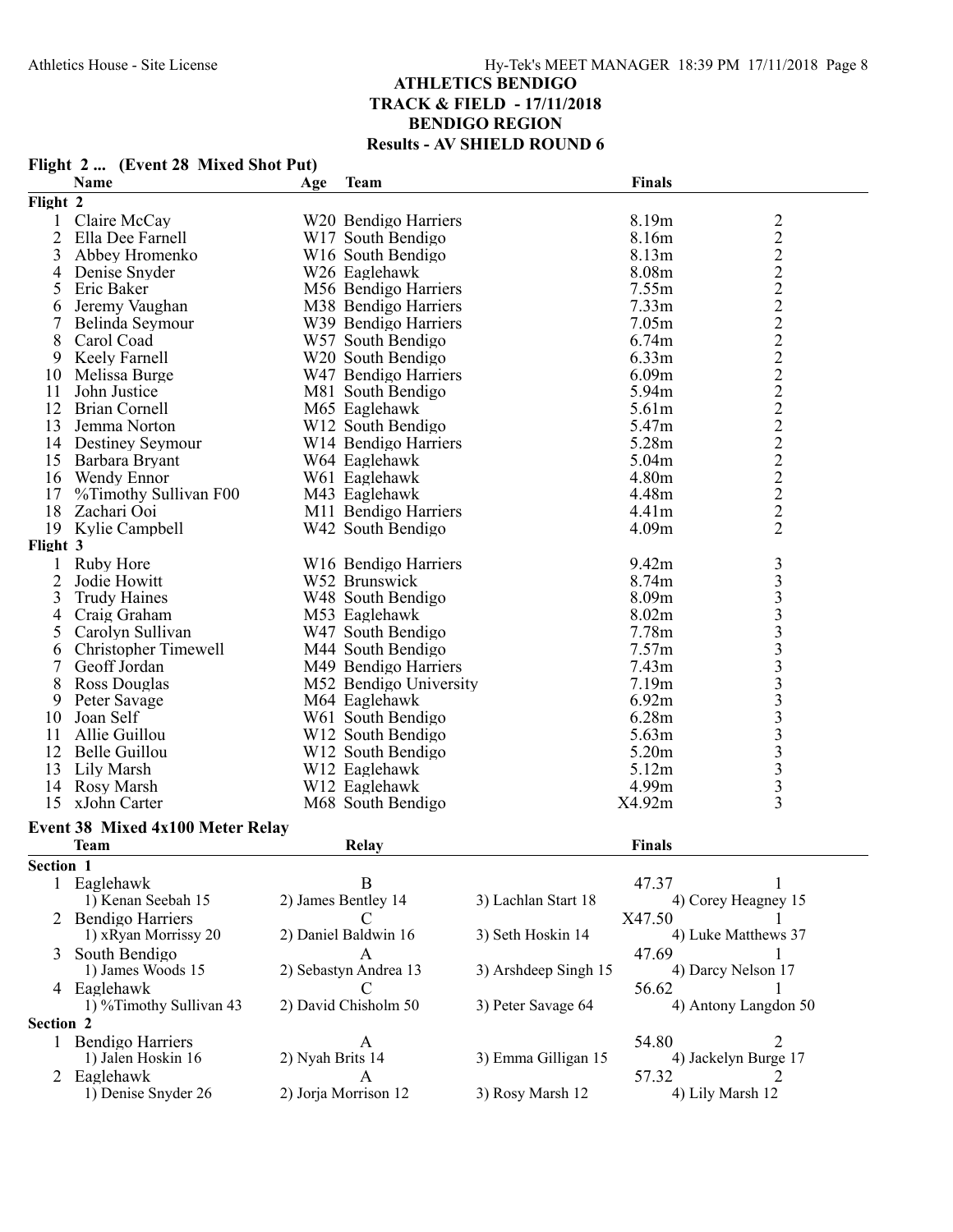# ATHLETICS BENDIGO
## TRACK & FIELD - 17/11/2018
## BENDIGO REGION
## Results - AV SHIELD ROUND 6

### Flight 2 ... (Event 28 Mixed Shot Put)

| | Name | Age | Team | Finals | |
|---|---|---|---|---|---|
| **Flight 2** | | | | | |
| 1 | Claire McCay | W20 | Bendigo Harriers | 8.19m | 2 |
| 2 | Ella Dee Farnell | W17 | South Bendigo | 8.16m | 2 |
| 3 | Abbey Hromenko | W16 | South Bendigo | 8.13m | 2 |
| 4 | Denise Snyder | W26 | Eaglehawk | 8.08m | 2 |
| 5 | Eric Baker | M56 | Bendigo Harriers | 7.55m | 2 |
| 6 | Jeremy Vaughan | M38 | Bendigo Harriers | 7.33m | 2 |
| 7 | Belinda Seymour | W39 | Bendigo Harriers | 7.05m | 2 |
| 8 | Carol Coad | W57 | South Bendigo | 6.74m | 2 |
| 9 | Keely Farnell | W20 | South Bendigo | 6.33m | 2 |
| 10 | Melissa Burge | W47 | Bendigo Harriers | 6.09m | 2 |
| 11 | John Justice | M81 | South Bendigo | 5.94m | 2 |
| 12 | Brian Cornell | M65 | Eaglehawk | 5.61m | 2 |
| 13 | Jemma Norton | W12 | South Bendigo | 5.47m | 2 |
| 14 | Destiney Seymour | W14 | Bendigo Harriers | 5.28m | 2 |
| 15 | Barbara Bryant | W64 | Eaglehawk | 5.04m | 2 |
| 16 | Wendy Ennor | W61 | Eaglehawk | 4.80m | 2 |
| 17 | %Timothy Sullivan F00 | M43 | Eaglehawk | 4.48m | 2 |
| 18 | Zachari Ooi | M11 | Bendigo Harriers | 4.41m | 2 |
| 19 | Kylie Campbell | W42 | South Bendigo | 4.09m | 2 |
| **Flight 3** | | | | | |
| 1 | Ruby Hore | W16 | Bendigo Harriers | 9.42m | 3 |
| 2 | Jodie Howitt | W52 | Brunswick | 8.74m | 3 |
| 3 | Trudy Haines | W48 | South Bendigo | 8.09m | 3 |
| 4 | Craig Graham | M53 | Eaglehawk | 8.02m | 3 |
| 5 | Carolyn Sullivan | W47 | South Bendigo | 7.78m | 3 |
| 6 | Christopher Timewell | M44 | South Bendigo | 7.57m | 3 |
| 7 | Geoff Jordan | M49 | Bendigo Harriers | 7.43m | 3 |
| 8 | Ross Douglas | M52 | Bendigo University | 7.19m | 3 |
| 9 | Peter Savage | M64 | Eaglehawk | 6.92m | 3 |
| 10 | Joan Self | W61 | South Bendigo | 6.28m | 3 |
| 11 | Allie Guillou | W12 | South Bendigo | 5.63m | 3 |
| 12 | Belle Guillou | W12 | South Bendigo | 5.20m | 3 |
| 13 | Lily Marsh | W12 | Eaglehawk | 5.12m | 3 |
| 14 | Rosy Marsh | W12 | Eaglehawk | 4.99m | 3 |
| 15 | xJohn Carter | M68 | South Bendigo | X4.92m | 3 |

### Event 38 Mixed 4x100 Meter Relay

| | Team | Relay | | Finals | |
|---|---|---|---|---|---|
| **Section 1** | | | | | |
| 1 | Eaglehawk | B | | 47.37 | 1 |
| | 1) Kenan Seebah 15 | 2) James Bentley 14 | 3) Lachlan Start 18 | 4) Corey Heagney 15 | |
| 2 | Bendigo Harriers | C | | X47.50 | 1 |
| | 1) xRyan Morrissy 20 | 2) Daniel Baldwin 16 | 3) Seth Hoskin 14 | 4) Luke Matthews 37 | |
| 3 | South Bendigo | A | | 47.69 | 1 |
| | 1) James Woods 15 | 2) Sebastyn Andrea 13 | 3) Arshdeep Singh 15 | 4) Darcy Nelson 17 | |
| 4 | Eaglehawk | C | | 56.62 | 1 |
| | 1) %Timothy Sullivan 43 | 2) David Chisholm 50 | 3) Peter Savage 64 | 4) Antony Langdon 50 | |
| **Section 2** | | | | | |
| 1 | Bendigo Harriers | A | | 54.80 | 2 |
| | 1) Jalen Hoskin 16 | 2) Nyah Brits 14 | 3) Emma Gilligan 15 | 4) Jackelyn Burge 17 | |
| 2 | Eaglehawk | A | | 57.32 | 2 |
| | 1) Denise Snyder 26 | 2) Jorja Morrison 12 | 3) Rosy Marsh 12 | 4) Lily Marsh 12 | |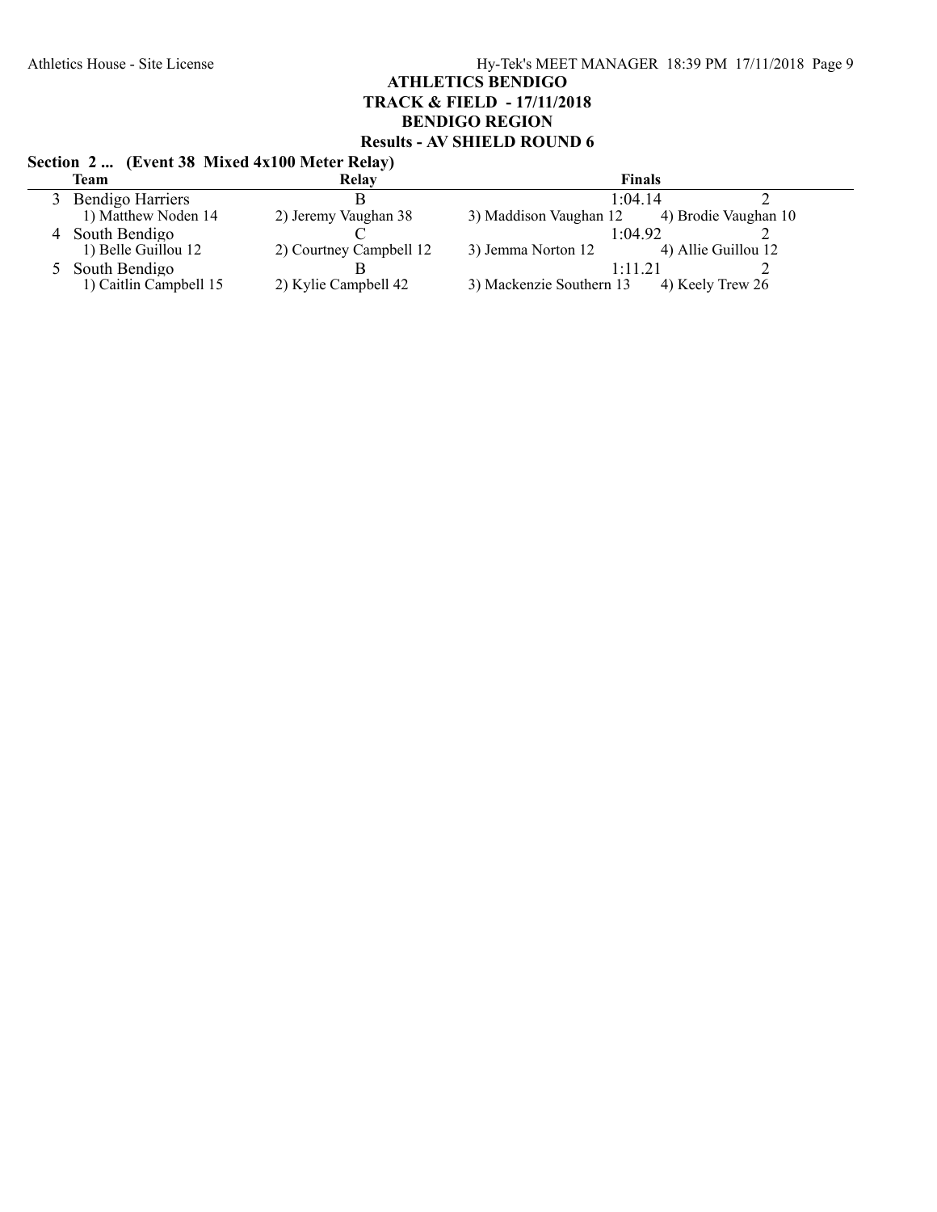# ATHLETICS BENDIGO
## TRACK & FIELD - 17/11/2018
## BENDIGO REGION
## Results - AV SHIELD ROUND 6

### Section 2 ... (Event 38 Mixed 4x100 Meter Relay)

| | Team | Relay | Finals | |
|---|---|---|---|---|
| 3 | Bendigo Harriers | B | 1:04.14 | 2 |
| | 1) Matthew Noden 14 | 2) Jeremy Vaughan 38 | 3) Maddison Vaughan 12 | 4) Brodie Vaughan 10 |
| 4 | South Bendigo | C | 1:04.92 | 2 |
| | 1) Belle Guillou 12 | 2) Courtney Campbell 12 | 3) Jemma Norton 12 | 4) Allie Guillou 12 |
| 5 | South Bendigo | B | 1:11.21 | 2 |
| | 1) Caitlin Campbell 15 | 2) Kylie Campbell 42 | 3) Mackenzie Southern 13 | 4) Keely Trew 26 |